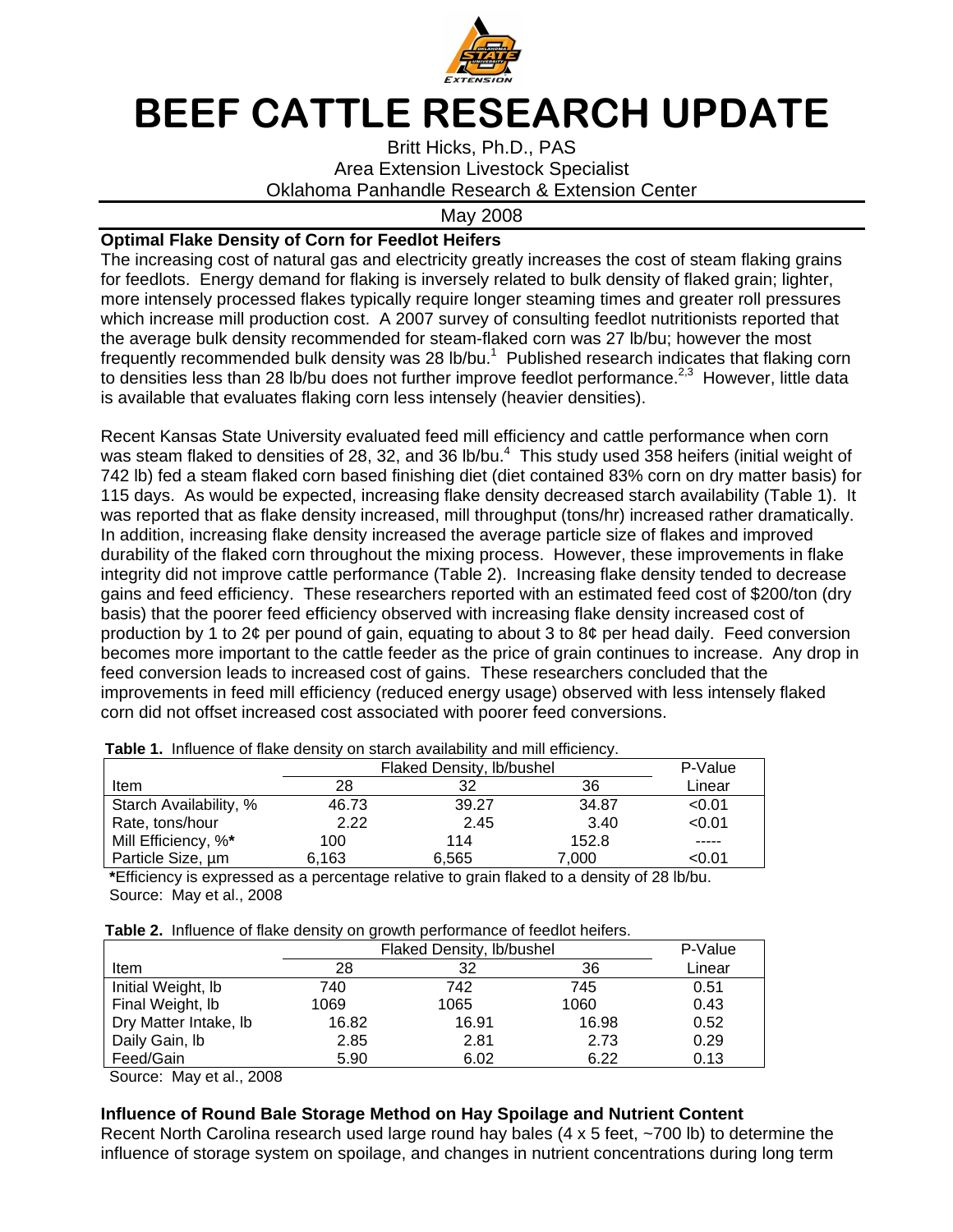# BEEF CATTLE RESEARCH UPDATE

Britt Hicks, Ph.D., PAS
Area Extension Livestock Specialist
Oklahoma Panhandle Research & Extension Center

May 2008

## Optimal Flake Density of Corn for Feedlot Heifers

The increasing cost of natural gas and electricity greatly increases the cost of steam flaking grains for feedlots. Energy demand for flaking is inversely related to bulk density of flaked grain; lighter, more intensely processed flakes typically require longer steaming times and greater roll pressures which increase mill production cost. A 2007 survey of consulting feedlot nutritionists reported that the average bulk density recommended for steam-flaked corn was 27 lb/bu; however the most frequently recommended bulk density was 28 lb/bu.[1] Published research indicates that flaking corn to densities less than 28 lb/bu does not further improve feedlot performance.[2,3] However, little data is available that evaluates flaking corn less intensely (heavier densities).

Recent Kansas State University evaluated feed mill efficiency and cattle performance when corn was steam flaked to densities of 28, 32, and 36 lb/bu.[4] This study used 358 heifers (initial weight of 742 lb) fed a steam flaked corn based finishing diet (diet contained 83% corn on dry matter basis) for 115 days. As would be expected, increasing flake density decreased starch availability (Table 1). It was reported that as flake density increased, mill throughput (tons/hr) increased rather dramatically. In addition, increasing flake density increased the average particle size of flakes and improved durability of the flaked corn throughout the mixing process. However, these improvements in flake integrity did not improve cattle performance (Table 2). Increasing flake density tended to decrease gains and feed efficiency. These researchers reported with an estimated feed cost of \$200/ton (dry basis) that the poorer feed efficiency observed with increasing flake density increased cost of production by 1 to 2¢ per pound of gain, equating to about 3 to 8¢ per head daily. Feed conversion becomes more important to the cattle feeder as the price of grain continues to increase. Any drop in feed conversion leads to increased cost of gains. These researchers concluded that the improvements in feed mill efficiency (reduced energy usage) observed with less intensely flaked corn did not offset increased cost associated with poorer feed conversions.

**Table 1.** Influence of flake density on starch availability and mill efficiency.

| | Flaked Density, lb/bushel | | | P-Value |
|---|---|---|---|---|
| Item | 28 | 32 | 36 | Linear |
| Starch Availability, % | 46.73 | 39.27 | 34.87 | <0.01 |
| Rate, tons/hour | 2.22 | 2.45 | 3.40 | <0.01 |
| Mill Efficiency, %* | 100 | 114 | 152.8 | ----- |
| Particle Size, µm | 6,163 | 6,565 | 7,000 | <0.01 |

*Efficiency is expressed as a percentage relative to grain flaked to a density of 28 lb/bu.
Source: May et al., 2008

**Table 2.** Influence of flake density on growth performance of feedlot heifers.

| | Flaked Density, lb/bushel | | | P-Value |
|---|---|---|---|---|
| Item | 28 | 32 | 36 | Linear |
| Initial Weight, lb | 740 | 742 | 745 | 0.51 |
| Final Weight, lb | 1069 | 1065 | 1060 | 0.43 |
| Dry Matter Intake, lb | 16.82 | 16.91 | 16.98 | 0.52 |
| Daily Gain, lb | 2.85 | 2.81 | 2.73 | 0.29 |
| Feed/Gain | 5.90 | 6.02 | 6.22 | 0.13 |

Source: May et al., 2008

## Influence of Round Bale Storage Method on Hay Spoilage and Nutrient Content

Recent North Carolina research used large round hay bales (4 x 5 feet, ~700 lb) to determine the influence of storage system on spoilage, and changes in nutrient concentrations during long term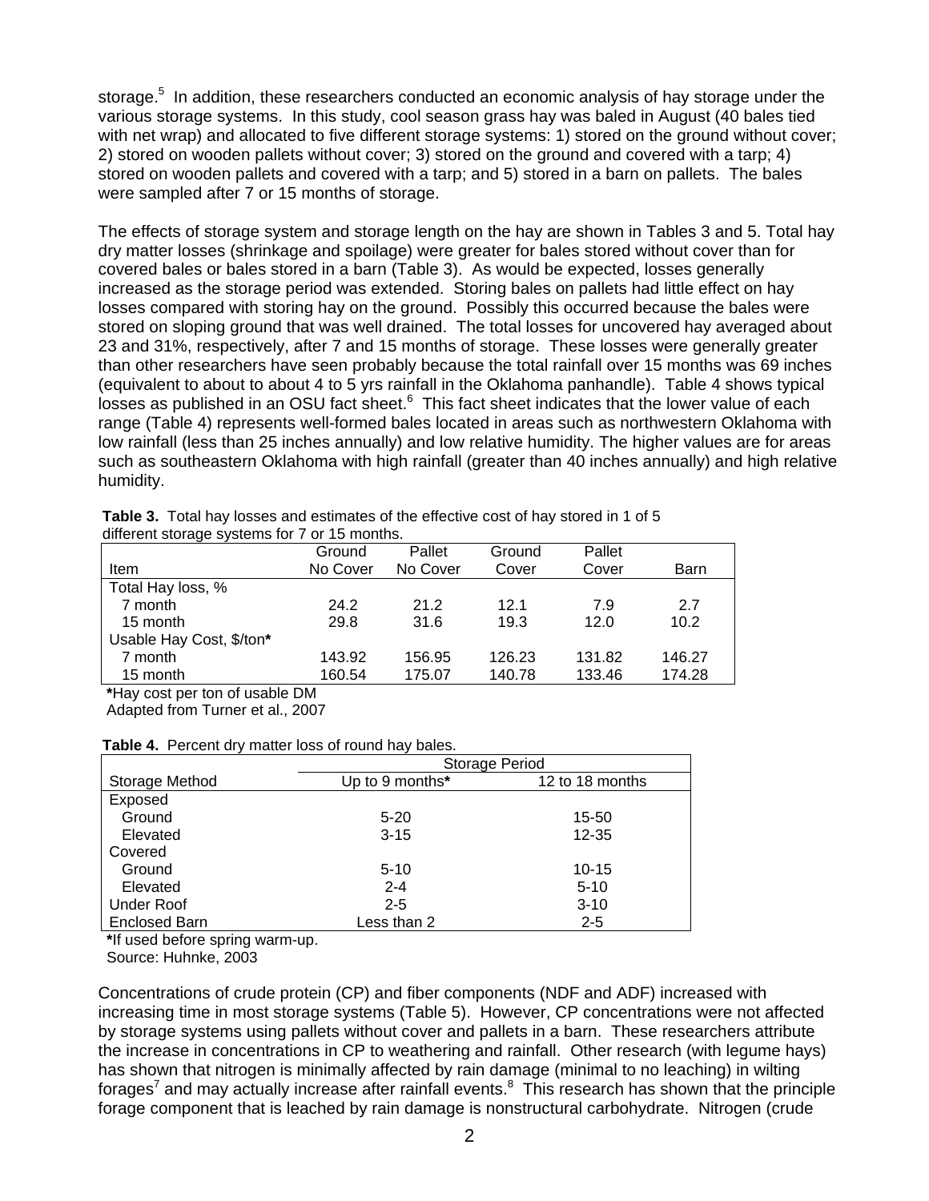storage.[5] In addition, these researchers conducted an economic analysis of hay storage under the various storage systems. In this study, cool season grass hay was baled in August (40 bales tied with net wrap) and allocated to five different storage systems: 1) stored on the ground without cover; 2) stored on wooden pallets without cover; 3) stored on the ground and covered with a tarp; 4) stored on wooden pallets and covered with a tarp; and 5) stored in a barn on pallets. The bales were sampled after 7 or 15 months of storage.

The effects of storage system and storage length on the hay are shown in Tables 3 and 5. Total hay dry matter losses (shrinkage and spoilage) were greater for bales stored without cover than for covered bales or bales stored in a barn (Table 3). As would be expected, losses generally increased as the storage period was extended. Storing bales on pallets had little effect on hay losses compared with storing hay on the ground. Possibly this occurred because the bales were stored on sloping ground that was well drained. The total losses for uncovered hay averaged about 23 and 31%, respectively, after 7 and 15 months of storage. These losses were generally greater than other researchers have seen probably because the total rainfall over 15 months was 69 inches (equivalent to about to about 4 to 5 yrs rainfall in the Oklahoma panhandle). Table 4 shows typical losses as published in an OSU fact sheet.[6] This fact sheet indicates that the lower value of each range (Table 4) represents well-formed bales located in areas such as northwestern Oklahoma with low rainfall (less than 25 inches annually) and low relative humidity. The higher values are for areas such as southeastern Oklahoma with high rainfall (greater than 40 inches annually) and high relative humidity.

**Table 3.** Total hay losses and estimates of the effective cost of hay stored in 1 of 5 different storage systems for 7 or 15 months.

| Item | Ground No Cover | Pallet No Cover | Ground Cover | Pallet Cover | Barn |
|---|---|---|---|---|---|
| Total Hay loss, % | | | | | |
| 7 month | 24.2 | 21.2 | 12.1 | 7.9 | 2.7 |
| 15 month | 29.8 | 31.6 | 19.3 | 12.0 | 10.2 |
| Usable Hay Cost, $/ton* | | | | | |
| 7 month | 143.92 | 156.95 | 126.23 | 131.82 | 146.27 |
| 15 month | 160.54 | 175.07 | 140.78 | 133.46 | 174.28 |

*Hay cost per ton of usable DM
Adapted from Turner et al., 2007

**Table 4.** Percent dry matter loss of round hay bales.

| Storage Method | Storage Period | |
|---|---|---|
| | Up to 9 months* | 12 to 18 months |
| Exposed | | |
| Ground | 5-20 | 15-50 |
| Elevated | 3-15 | 12-35 |
| Covered | | |
| Ground | 5-10 | 10-15 |
| Elevated | 2-4 | 5-10 |
| Under Roof | 2-5 | 3-10 |
| Enclosed Barn | Less than 2 | 2-5 |

*If used before spring warm-up.
Source: Huhnke, 2003

Concentrations of crude protein (CP) and fiber components (NDF and ADF) increased with increasing time in most storage systems (Table 5). However, CP concentrations were not affected by storage systems using pallets without cover and pallets in a barn. These researchers attribute the increase in concentrations in CP to weathering and rainfall. Other research (with legume hays) has shown that nitrogen is minimally affected by rain damage (minimal to no leaching) in wilting forages[7] and may actually increase after rainfall events.[8] This research has shown that the principle forage component that is leached by rain damage is nonstructural carbohydrate. Nitrogen (crude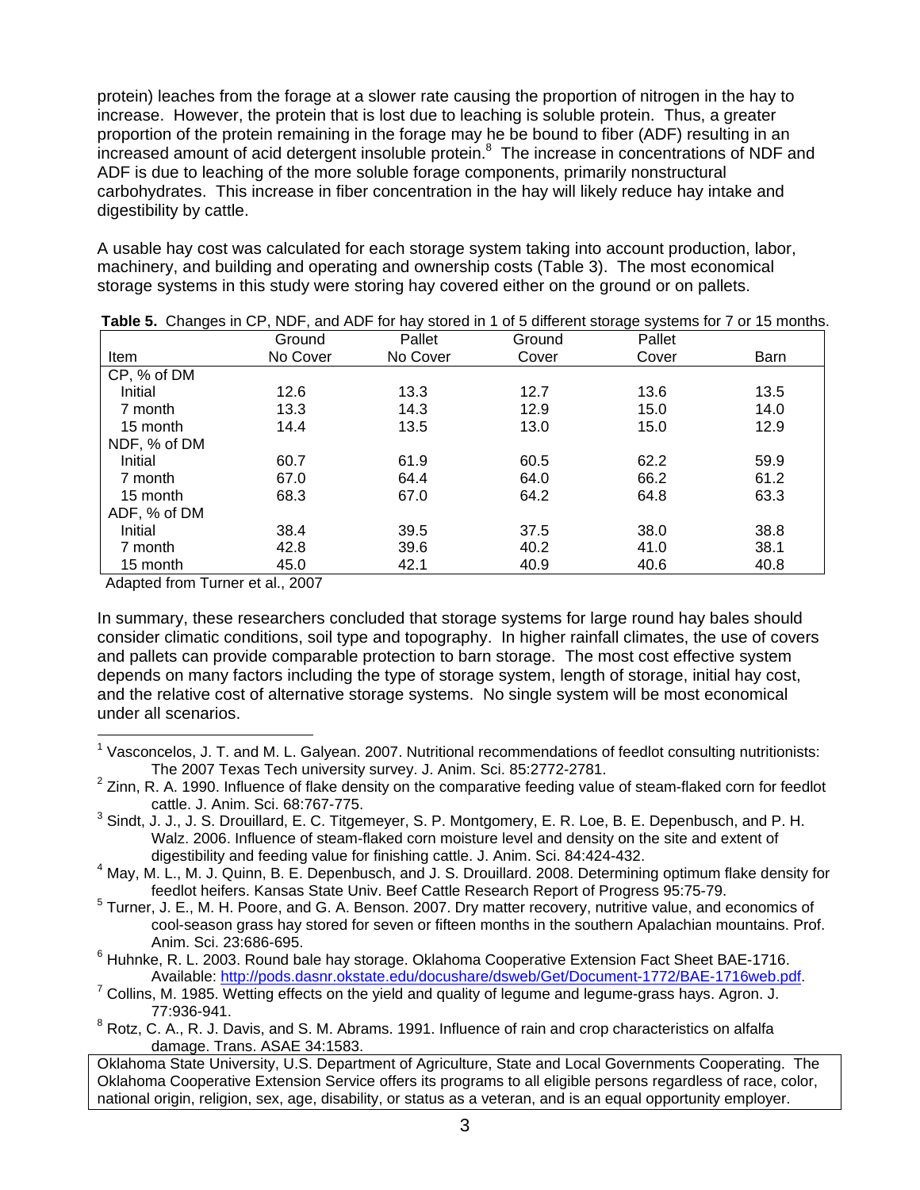protein) leaches from the forage at a slower rate causing the proportion of nitrogen in the hay to increase. However, the protein that is lost due to leaching is soluble protein. Thus, a greater proportion of the protein remaining in the forage may he be bound to fiber (ADF) resulting in an increased amount of acid detergent insoluble protein.[8] The increase in concentrations of NDF and ADF is due to leaching of the more soluble forage components, primarily nonstructural carbohydrates. This increase in fiber concentration in the hay will likely reduce hay intake and digestibility by cattle.

A usable hay cost was calculated for each storage system taking into account production, labor, machinery, and building and operating and ownership costs (Table 3). The most economical storage systems in this study were storing hay covered either on the ground or on pallets.

**Table 5.** Changes in CP, NDF, and ADF for hay stored in 1 of 5 different storage systems for 7 or 15 months.

| Item | Ground No Cover | Pallet No Cover | Ground Cover | Pallet Cover | Barn |
|---|---|---|---|---|---|
| CP, % of DM | | | | | |
| Initial | 12.6 | 13.3 | 12.7 | 13.6 | 13.5 |
| 7 month | 13.3 | 14.3 | 12.9 | 15.0 | 14.0 |
| 15 month | 14.4 | 13.5 | 13.0 | 15.0 | 12.9 |
| NDF, % of DM | | | | | |
| Initial | 60.7 | 61.9 | 60.5 | 62.2 | 59.9 |
| 7 month | 67.0 | 64.4 | 64.0 | 66.2 | 61.2 |
| 15 month | 68.3 | 67.0 | 64.2 | 64.8 | 63.3 |
| ADF, % of DM | | | | | |
| Initial | 38.4 | 39.5 | 37.5 | 38.0 | 38.8 |
| 7 month | 42.8 | 39.6 | 40.2 | 41.0 | 38.1 |
| 15 month | 45.0 | 42.1 | 40.9 | 40.6 | 40.8 |

Adapted from Turner et al., 2007

In summary, these researchers concluded that storage systems for large round hay bales should consider climatic conditions, soil type and topography. In higher rainfall climates, the use of covers and pallets can provide comparable protection to barn storage. The most cost effective system depends on many factors including the type of storage system, length of storage, initial hay cost, and the relative cost of alternative storage systems. No single system will be most economical under all scenarios.

---

[1] Vasconcelos, J. T. and M. L. Galyean. 2007. Nutritional recommendations of feedlot consulting nutritionists: The 2007 Texas Tech university survey. J. Anim. Sci. 85:2772-2781.

[2] Zinn, R. A. 1990. Influence of flake density on the comparative feeding value of steam-flaked corn for feedlot cattle. J. Anim. Sci. 68:767-775.

[3] Sindt, J. J., J. S. Drouillard, E. C. Titgemeyer, S. P. Montgomery, E. R. Loe, B. E. Depenbusch, and P. H. Walz. 2006. Influence of steam-flaked corn moisture level and density on the site and extent of digestibility and feeding value for finishing cattle. J. Anim. Sci. 84:424-432.

[4] May, M. L., M. J. Quinn, B. E. Depenbusch, and J. S. Drouillard. 2008. Determining optimum flake density for feedlot heifers. Kansas State Univ. Beef Cattle Research Report of Progress 95:75-79.

[5] Turner, J. E., M. H. Poore, and G. A. Benson. 2007. Dry matter recovery, nutritive value, and economics of cool-season grass hay stored for seven or fifteen months in the southern Apalachian mountains. Prof. Anim. Sci. 23:686-695.

[6] Huhnke, R. L. 2003. Round bale hay storage. Oklahoma Cooperative Extension Fact Sheet BAE-1716. Available: http://pods.dasnr.okstate.edu/docushare/dsweb/Get/Document-1772/BAE-1716web.pdf.

[7] Collins, M. 1985. Wetting effects on the yield and quality of legume and legume-grass hays. Agron. J. 77:936-941.

[8] Rotz, C. A., R. J. Davis, and S. M. Abrams. 1991. Influence of rain and crop characteristics on alfalfa damage. Trans. ASAE 34:1583.

Oklahoma State University, U.S. Department of Agriculture, State and Local Governments Cooperating. The Oklahoma Cooperative Extension Service offers its programs to all eligible persons regardless of race, color, national origin, religion, sex, age, disability, or status as a veteran, and is an equal opportunity employer.